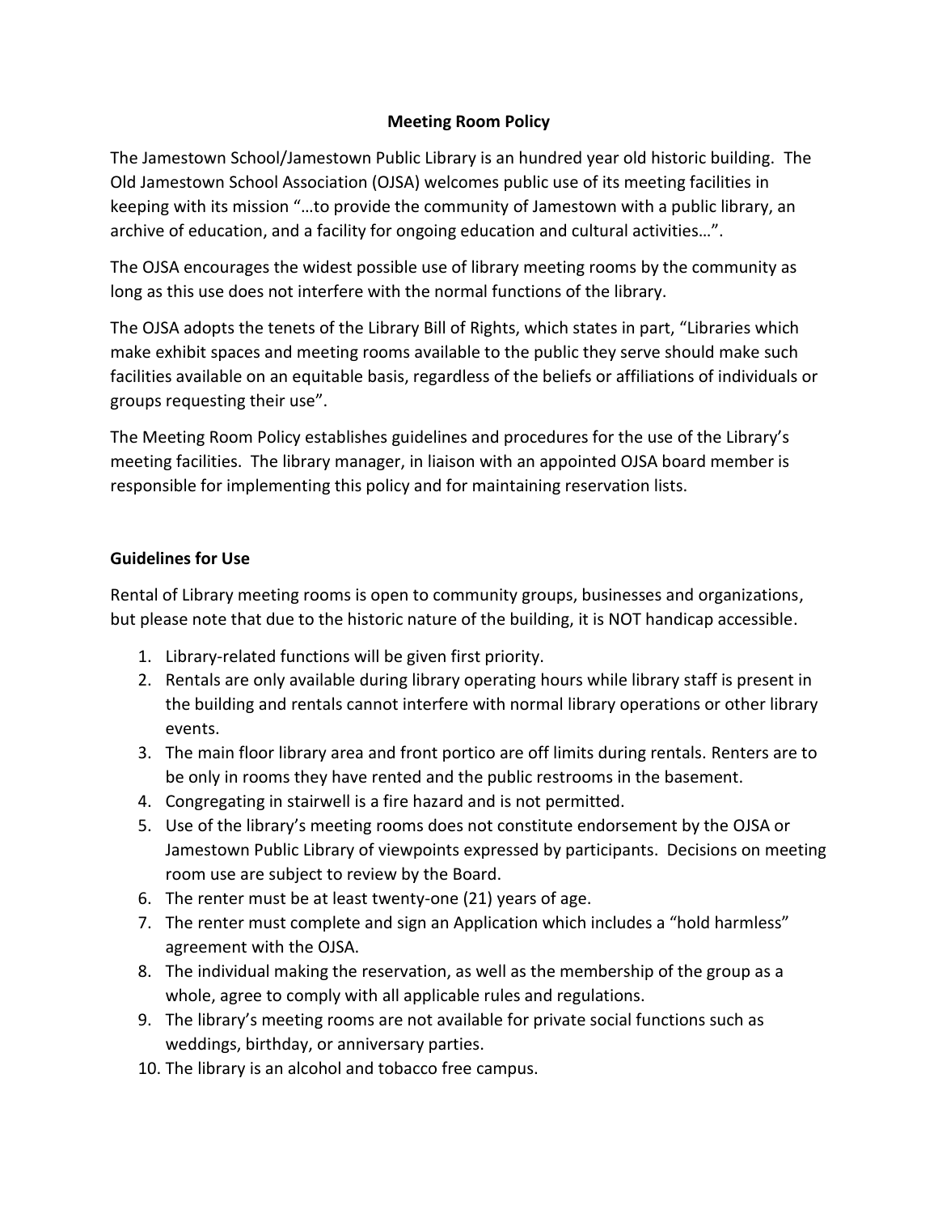# Meeting Room Policy

The Jamestown School/Jamestown Public Library is an hundred year old historic building. The Old Jamestown School Association (OJSA) welcomes public use of its meeting facilities in keeping with its mission "…to provide the community of Jamestown with a public library, an archive of education, and a facility for ongoing education and cultural activities…".

The OJSA encourages the widest possible use of library meeting rooms by the community as long as this use does not interfere with the normal functions of the library.

The OJSA adopts the tenets of the Library Bill of Rights, which states in part, "Libraries which make exhibit spaces and meeting rooms available to the public they serve should make such facilities available on an equitable basis, regardless of the beliefs or affiliations of individuals or groups requesting their use".

The Meeting Room Policy establishes guidelines and procedures for the use of the Library's meeting facilities. The library manager, in liaison with an appointed OJSA board member is responsible for implementing this policy and for maintaining reservation lists.

## Guidelines for Use

Rental of Library meeting rooms is open to community groups, businesses and organizations, but please note that due to the historic nature of the building, it is NOT handicap accessible.

1. Library-related functions will be given first priority.
2. Rentals are only available during library operating hours while library staff is present in the building and rentals cannot interfere with normal library operations or other library events.
3. The main floor library area and front portico are off limits during rentals. Renters are to be only in rooms they have rented and the public restrooms in the basement.
4. Congregating in stairwell is a fire hazard and is not permitted.
5. Use of the library's meeting rooms does not constitute endorsement by the OJSA or Jamestown Public Library of viewpoints expressed by participants. Decisions on meeting room use are subject to review by the Board.
6. The renter must be at least twenty-one (21) years of age.
7. The renter must complete and sign an Application which includes a "hold harmless" agreement with the OJSA.
8. The individual making the reservation, as well as the membership of the group as a whole, agree to comply with all applicable rules and regulations.
9. The library's meeting rooms are not available for private social functions such as weddings, birthday, or anniversary parties.
10. The library is an alcohol and tobacco free campus.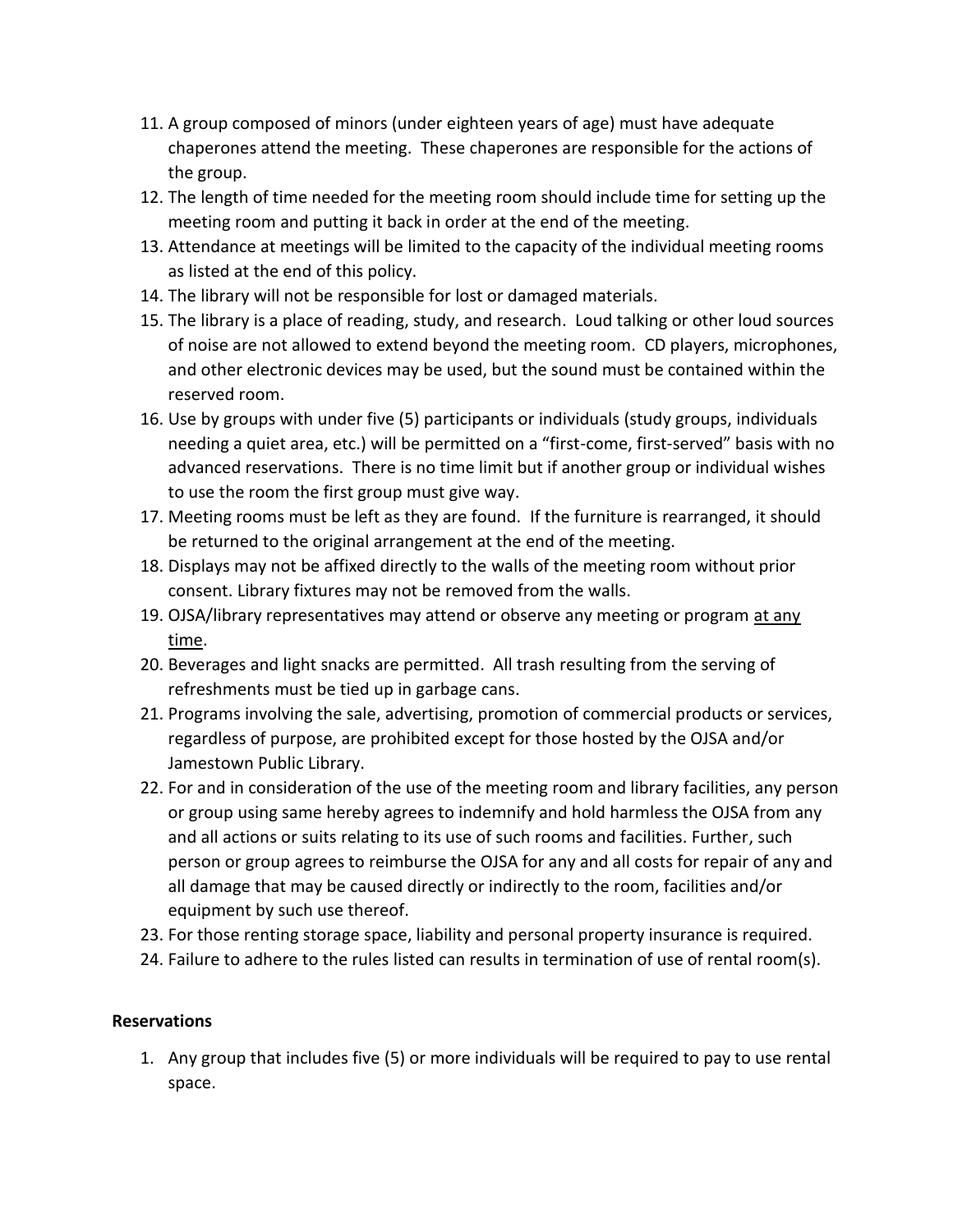11. A group composed of minors (under eighteen years of age) must have adequate chaperones attend the meeting. These chaperones are responsible for the actions of the group.
12. The length of time needed for the meeting room should include time for setting up the meeting room and putting it back in order at the end of the meeting.
13. Attendance at meetings will be limited to the capacity of the individual meeting rooms as listed at the end of this policy.
14. The library will not be responsible for lost or damaged materials.
15. The library is a place of reading, study, and research. Loud talking or other loud sources of noise are not allowed to extend beyond the meeting room. CD players, microphones, and other electronic devices may be used, but the sound must be contained within the reserved room.
16. Use by groups with under five (5) participants or individuals (study groups, individuals needing a quiet area, etc.) will be permitted on a "first-come, first-served" basis with no advanced reservations. There is no time limit but if another group or individual wishes to use the room the first group must give way.
17. Meeting rooms must be left as they are found. If the furniture is rearranged, it should be returned to the original arrangement at the end of the meeting.
18. Displays may not be affixed directly to the walls of the meeting room without prior consent. Library fixtures may not be removed from the walls.
19. OJSA/library representatives may attend or observe any meeting or program <u>at any time</u>.
20. Beverages and light snacks are permitted. All trash resulting from the serving of refreshments must be tied up in garbage cans.
21. Programs involving the sale, advertising, promotion of commercial products or services, regardless of purpose, are prohibited except for those hosted by the OJSA and/or Jamestown Public Library.
22. For and in consideration of the use of the meeting room and library facilities, any person or group using same hereby agrees to indemnify and hold harmless the OJSA from any and all actions or suits relating to its use of such rooms and facilities. Further, such person or group agrees to reimburse the OJSA for any and all costs for repair of any and all damage that may be caused directly or indirectly to the room, facilities and/or equipment by such use thereof.
23. For those renting storage space, liability and personal property insurance is required.
24. Failure to adhere to the rules listed can results in termination of use of rental room(s).

**Reservations**

1. Any group that includes five (5) or more individuals will be required to pay to use rental space.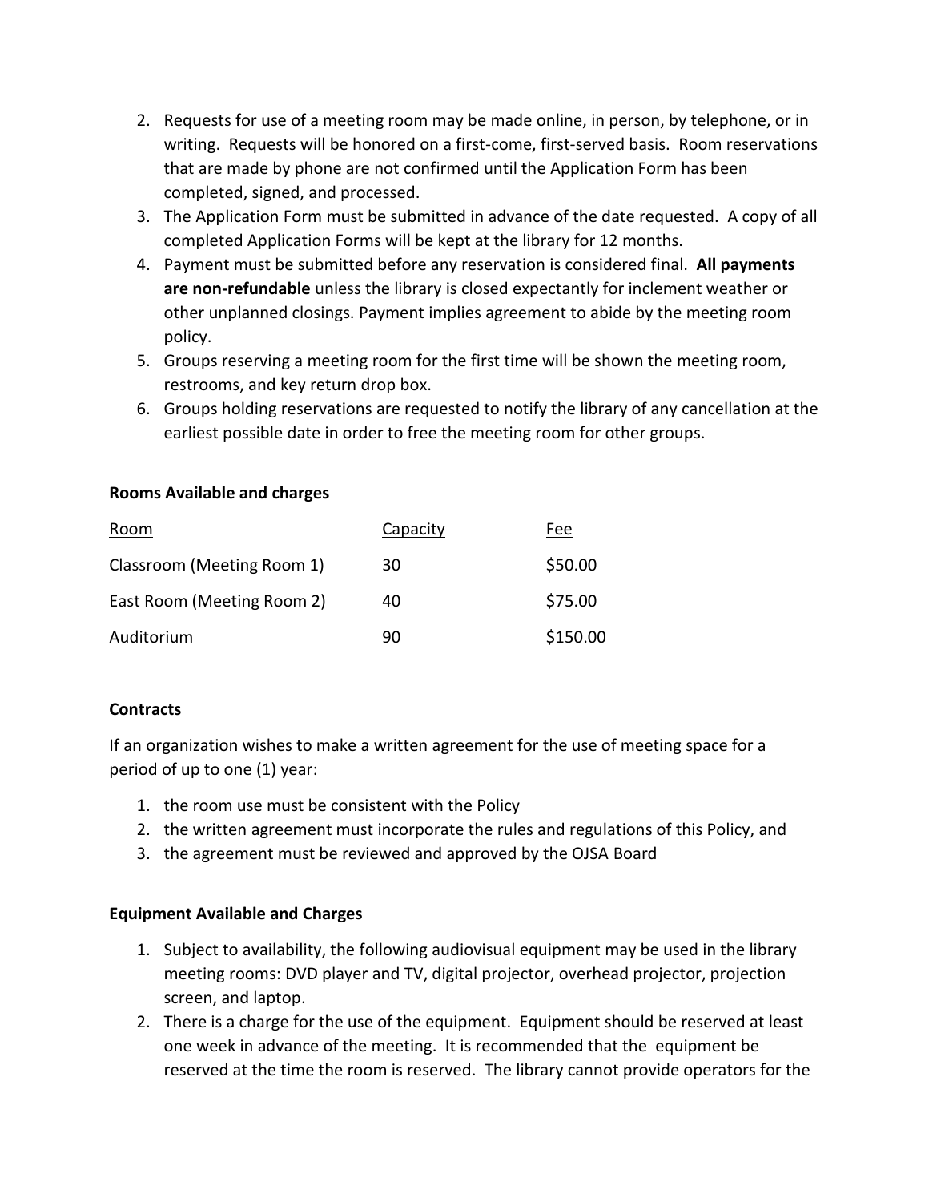2. Requests for use of a meeting room may be made online, in person, by telephone, or in writing. Requests will be honored on a first-come, first-served basis. Room reservations that are made by phone are not confirmed until the Application Form has been completed, signed, and processed.
3. The Application Form must be submitted in advance of the date requested. A copy of all completed Application Forms will be kept at the library for 12 months.
4. Payment must be submitted before any reservation is considered final. **All payments are non-refundable** unless the library is closed expectantly for inclement weather or other unplanned closings. Payment implies agreement to abide by the meeting room policy.
5. Groups reserving a meeting room for the first time will be shown the meeting room, restrooms, and key return drop box.
6. Groups holding reservations are requested to notify the library of any cancellation at the earliest possible date in order to free the meeting room for other groups.

**Rooms Available and charges**

| Room | Capacity | Fee |
|---|---|---|
| Classroom (Meeting Room 1) | 30 | $50.00 |
| East Room (Meeting Room 2) | 40 | $75.00 |
| Auditorium | 90 | $150.00 |

**Contracts**

If an organization wishes to make a written agreement for the use of meeting space for a period of up to one (1) year:

1. the room use must be consistent with the Policy
2. the written agreement must incorporate the rules and regulations of this Policy, and
3. the agreement must be reviewed and approved by the OJSA Board

**Equipment Available and Charges**

1. Subject to availability, the following audiovisual equipment may be used in the library meeting rooms: DVD player and TV, digital projector, overhead projector, projection screen, and laptop.
2. There is a charge for the use of the equipment. Equipment should be reserved at least one week in advance of the meeting. It is recommended that the equipment be reserved at the time the room is reserved. The library cannot provide operators for the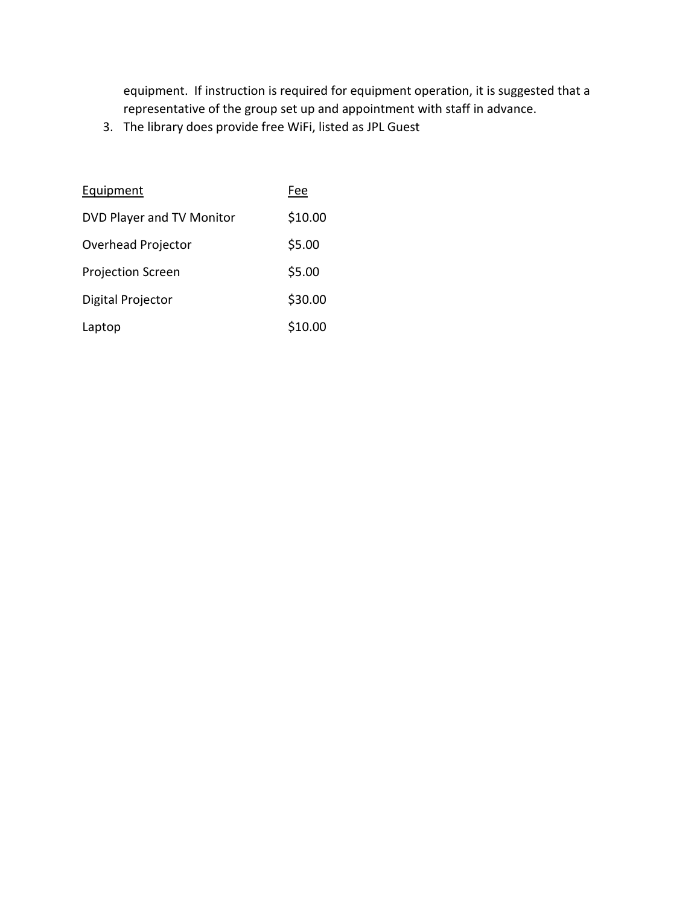equipment. If instruction is required for equipment operation, it is suggested that a representative of the group set up and appointment with staff in advance.

3. The library does provide free WiFi, listed as JPL Guest

| Equipment | Fee |
|---|---|
| DVD Player and TV Monitor | $10.00 |
| Overhead Projector | $5.00 |
| Projection Screen | $5.00 |
| Digital Projector | $30.00 |
| Laptop | $10.00 |